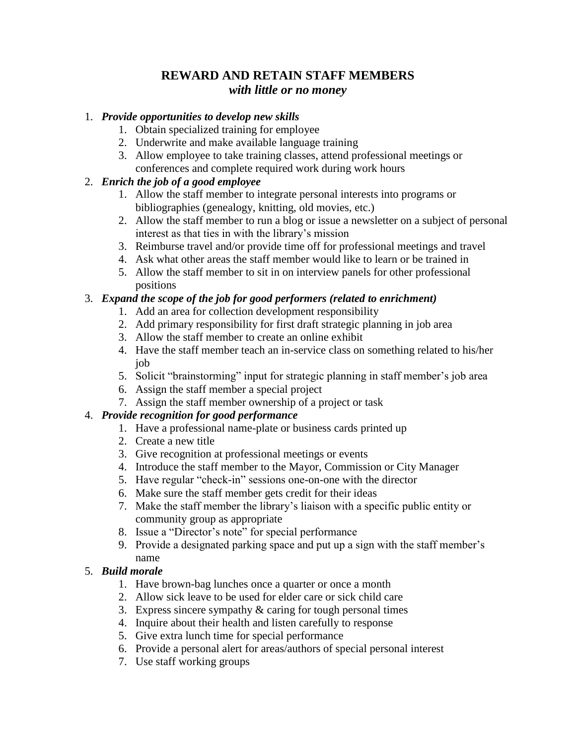# REWARD AND RETAIN STAFF MEMBERS

***with little or no money***

1. ***Provide opportunities to develop new skills***
    1. Obtain specialized training for employee
    2. Underwrite and make available language training
    3. Allow employee to take training classes, attend professional meetings or conferences and complete required work during work hours
2. ***Enrich the job of a good employee***
    1. Allow the staff member to integrate personal interests into programs or bibliographies (genealogy, knitting, old movies, etc.)
    2. Allow the staff member to run a blog or issue a newsletter on a subject of personal interest as that ties in with the library's mission
    3. Reimburse travel and/or provide time off for professional meetings and travel
    4. Ask what other areas the staff member would like to learn or be trained in
    5. Allow the staff member to sit in on interview panels for other professional positions
3. ***Expand the scope of the job for good performers (related to enrichment)***
    1. Add an area for collection development responsibility
    2. Add primary responsibility for first draft strategic planning in job area
    3. Allow the staff member to create an online exhibit
    4. Have the staff member teach an in-service class on something related to his/her job
    5. Solicit "brainstorming" input for strategic planning in staff member's job area
    6. Assign the staff member a special project
    7. Assign the staff member ownership of a project or task
4. ***Provide recognition for good performance***
    1. Have a professional name-plate or business cards printed up
    2. Create a new title
    3. Give recognition at professional meetings or events
    4. Introduce the staff member to the Mayor, Commission or City Manager
    5. Have regular "check-in" sessions one-on-one with the director
    6. Make sure the staff member gets credit for their ideas
    7. Make the staff member the library's liaison with a specific public entity or community group as appropriate
    8. Issue a "Director's note" for special performance
    9. Provide a designated parking space and put up a sign with the staff member's name
5. ***Build morale***
    1. Have brown-bag lunches once a quarter or once a month
    2. Allow sick leave to be used for elder care or sick child care
    3. Express sincere sympathy & caring for tough personal times
    4. Inquire about their health and listen carefully to response
    5. Give extra lunch time for special performance
    6. Provide a personal alert for areas/authors of special personal interest
    7. Use staff working groups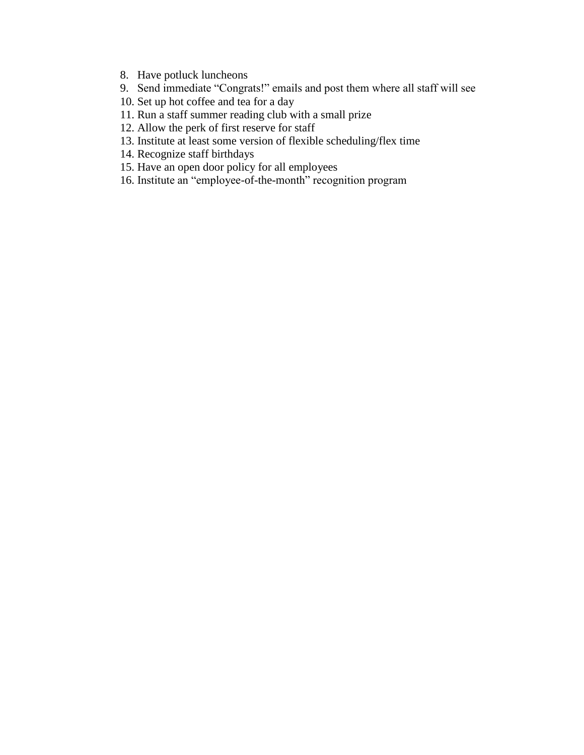8. Have potluck luncheons
9. Send immediate “Congrats!” emails and post them where all staff will see
10. Set up hot coffee and tea for a day
11. Run a staff summer reading club with a small prize
12. Allow the perk of first reserve for staff
13. Institute at least some version of flexible scheduling/flex time
14. Recognize staff birthdays
15. Have an open door policy for all employees
16. Institute an “employee-of-the-month” recognition program